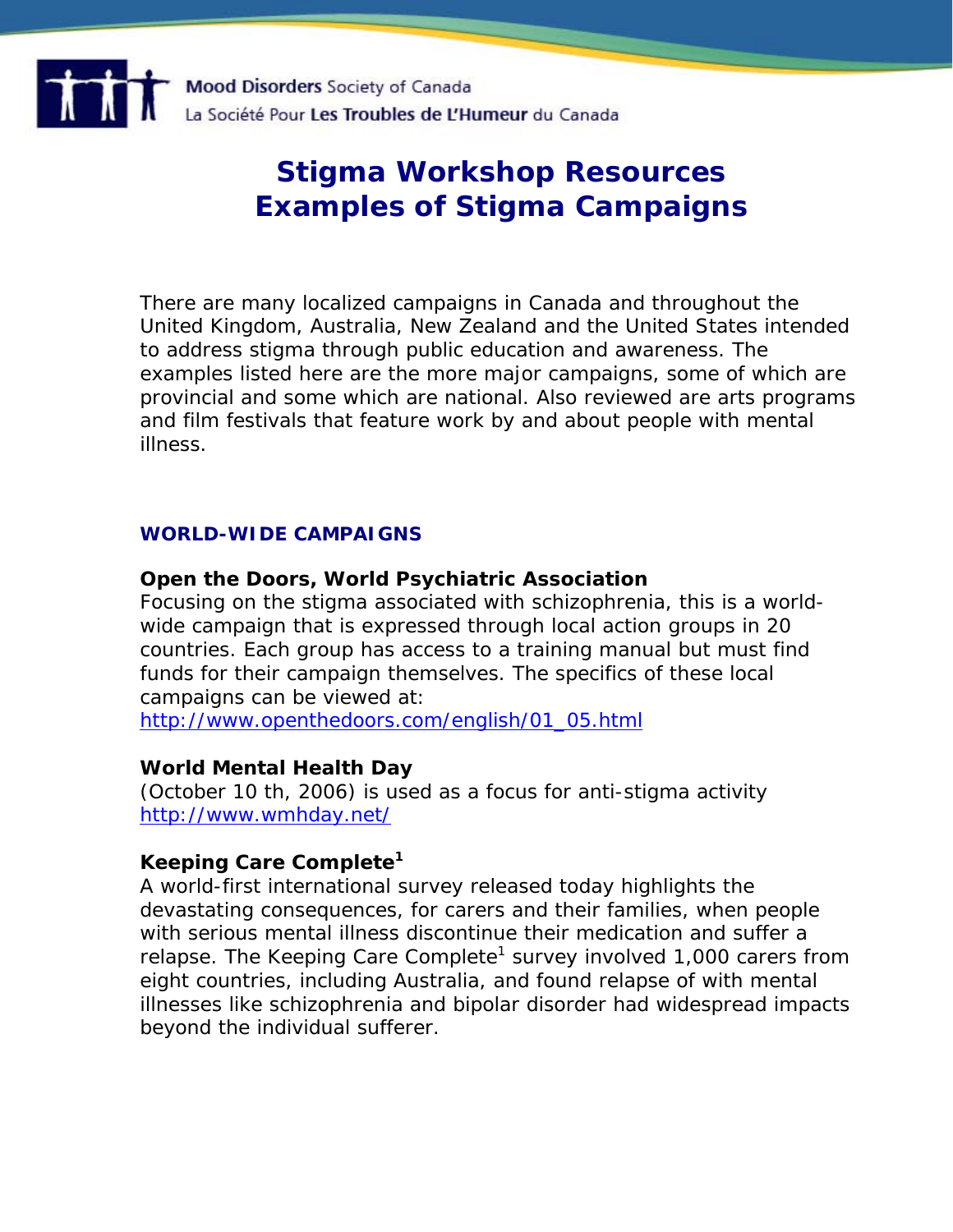Mood Disorders Society of Canada
La Société Pour Les Troubles de L'Humeur du Canada

# Stigma Workshop Resources
# Examples of Stigma Campaigns

There are many localized campaigns in Canada and throughout the United Kingdom, Australia, New Zealand and the United States intended to address stigma through public education and awareness. The examples listed here are the more major campaigns, some of which are provincial and some which are national. Also reviewed are arts programs and film festivals that feature work by and about people with mental illness.

## WORLD-WIDE CAMPAIGNS

**Open the Doors, World Psychiatric Association**
Focusing on the stigma associated with schizophrenia, this is a world-wide campaign that is expressed through local action groups in 20 countries. Each group has access to a training manual but must find funds for their campaign themselves. The specifics of these local campaigns can be viewed at:
http://www.openthedoors.com/english/01_05.html

**World Mental Health Day**
(October 10 th, 2006) is used as a focus for anti-stigma activity
http://www.wmhday.net/

**Keeping Care Complete[1]**
A world-first international survey released today highlights the devastating consequences, for carers and their families, when people with serious mental illness discontinue their medication and suffer a relapse. The Keeping Care Complete[1] survey involved 1,000 carers from eight countries, including Australia, and found relapse of with mental illnesses like schizophrenia and bipolar disorder had widespread impacts beyond the individual sufferer.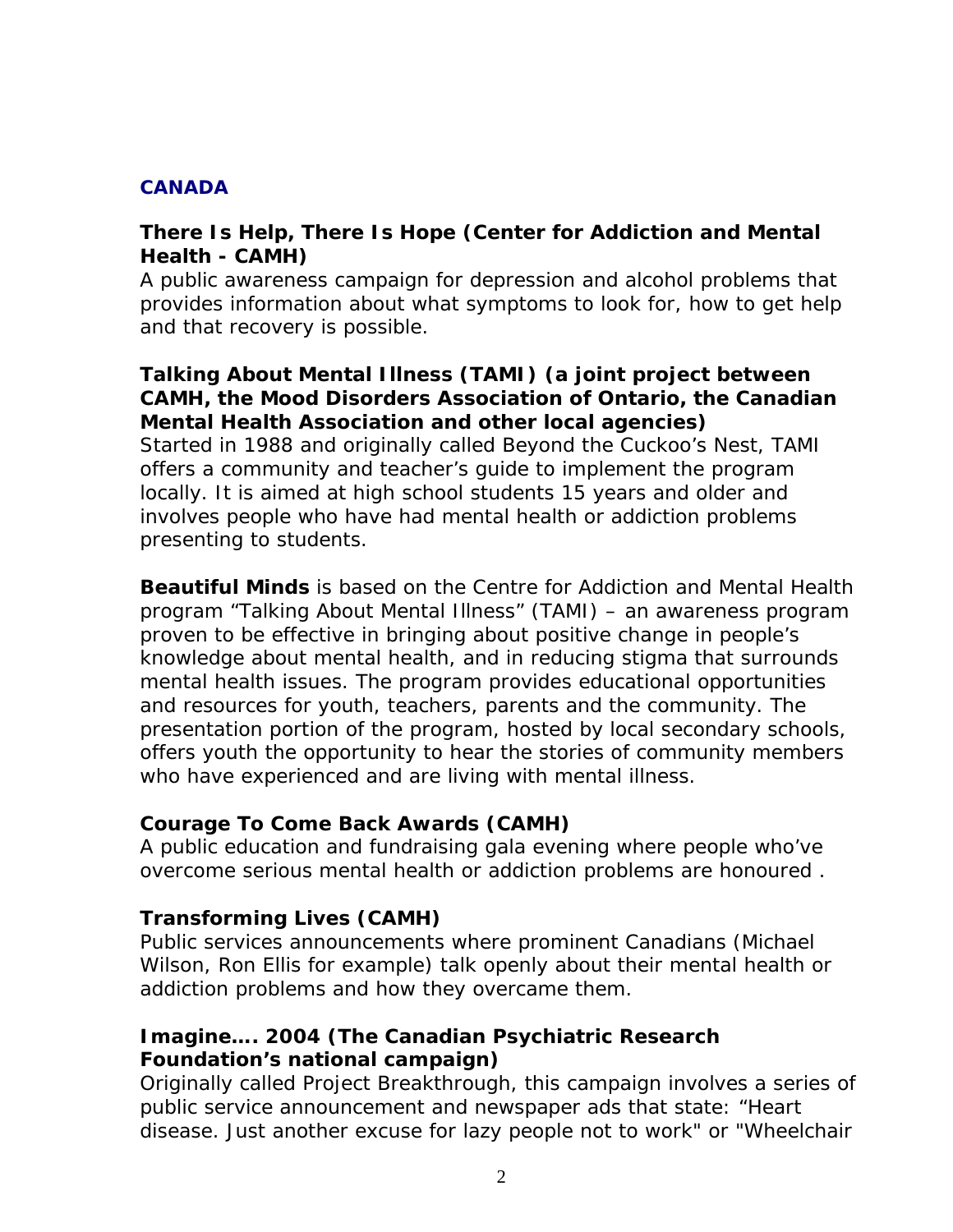## CANADA

**There Is Help, There Is Hope (Center for Addiction and Mental Health - CAMH)**
A public awareness campaign for depression and alcohol problems that provides information about what symptoms to look for, how to get help and that recovery is possible.

**Talking About Mental Illness (TAMI) (a joint project between CAMH, the Mood Disorders Association of Ontario, the Canadian Mental Health Association and other local agencies)**
Started in 1988 and originally called Beyond the Cuckoo's Nest, TAMI offers a community and teacher's guide to implement the program locally. It is aimed at high school students 15 years and older and involves people who have had mental health or addiction problems presenting to students.

**Beautiful Minds** is based on the Centre for Addiction and Mental Health program "Talking About Mental Illness" (TAMI) – an awareness program proven to be effective in bringing about positive change in people's knowledge about mental health, and in reducing stigma that surrounds mental health issues. The program provides educational opportunities and resources for youth, teachers, parents and the community. The presentation portion of the program, hosted by local secondary schools, offers youth the opportunity to hear the stories of community members who have experienced and are living with mental illness.

**Courage To Come Back Awards (CAMH)**
A public education and fundraising gala evening where people who've overcome serious mental health or addiction problems are honoured .

**Transforming Lives (CAMH)**
Public services announcements where prominent Canadians (Michael Wilson, Ron Ellis for example) talk openly about their mental health or addiction problems and how they overcame them.

**Imagine…. 2004 (The Canadian Psychiatric Research Foundation's national campaign)**
Originally called Project Breakthrough, this campaign involves a series of public service announcement and newspaper ads that state: "Heart disease. Just another excuse for lazy people not to work" or "Wheelchair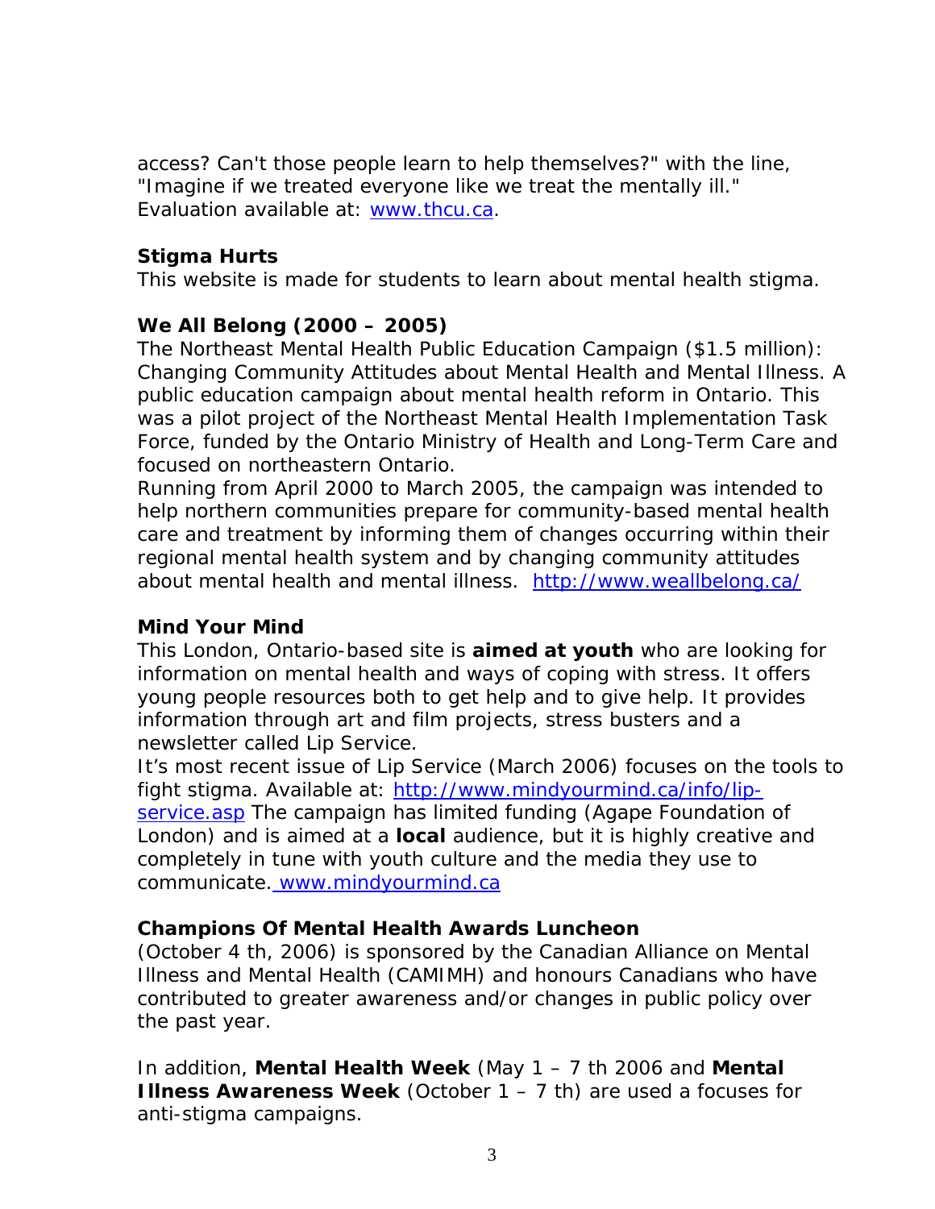access? Can't those people learn to help themselves?" with the line, "Imagine if we treated everyone like we treat the mentally ill." Evaluation available at: [www.thcu.ca](http://www.thcu.ca).

**Stigma Hurts**
This website is made for students to learn about mental health stigma.

**We All Belong (2000 – 2005)**
The Northeast Mental Health Public Education Campaign ($1.5 million): Changing Community Attitudes about Mental Health and Mental Illness. A public education campaign about mental health reform in Ontario. This was a pilot project of the Northeast Mental Health Implementation Task Force, funded by the Ontario Ministry of Health and Long-Term Care and focused on northeastern Ontario.
Running from April 2000 to March 2005, the campaign was intended to help northern communities prepare for community-based mental health care and treatment by informing them of changes occurring within their regional mental health system and by changing community attitudes about mental health and mental illness. [http://www.weallbelong.ca/](http://www.weallbelong.ca/)

**Mind Your Mind**
This London, Ontario-based site is **aimed at youth** who are looking for information on mental health and ways of coping with stress. It offers young people resources both to get help and to give help. It provides information through art and film projects, stress busters and a newsletter called Lip Service.
It's most recent issue of Lip Service (March 2006) focuses on the tools to fight stigma. Available at: [http://www.mindyourmind.ca/info/lip-service.asp](http://www.mindyourmind.ca/info/lip-service.asp) The campaign has limited funding (Agape Foundation of London) and is aimed at a **local** audience, but it is highly creative and completely in tune with youth culture and the media they use to communicate. [www.mindyourmind.ca](http://www.mindyourmind.ca)

**Champions Of Mental Health Awards Luncheon**
(October 4 th, 2006) is sponsored by the Canadian Alliance on Mental Illness and Mental Health (CAMIMH) and honours Canadians who have contributed to greater awareness and/or changes in public policy over the past year.

In addition, **Mental Health Week** (May 1 – 7 th 2006 and **Mental Illness Awareness Week** (October 1 – 7 th) are used a focuses for anti-stigma campaigns.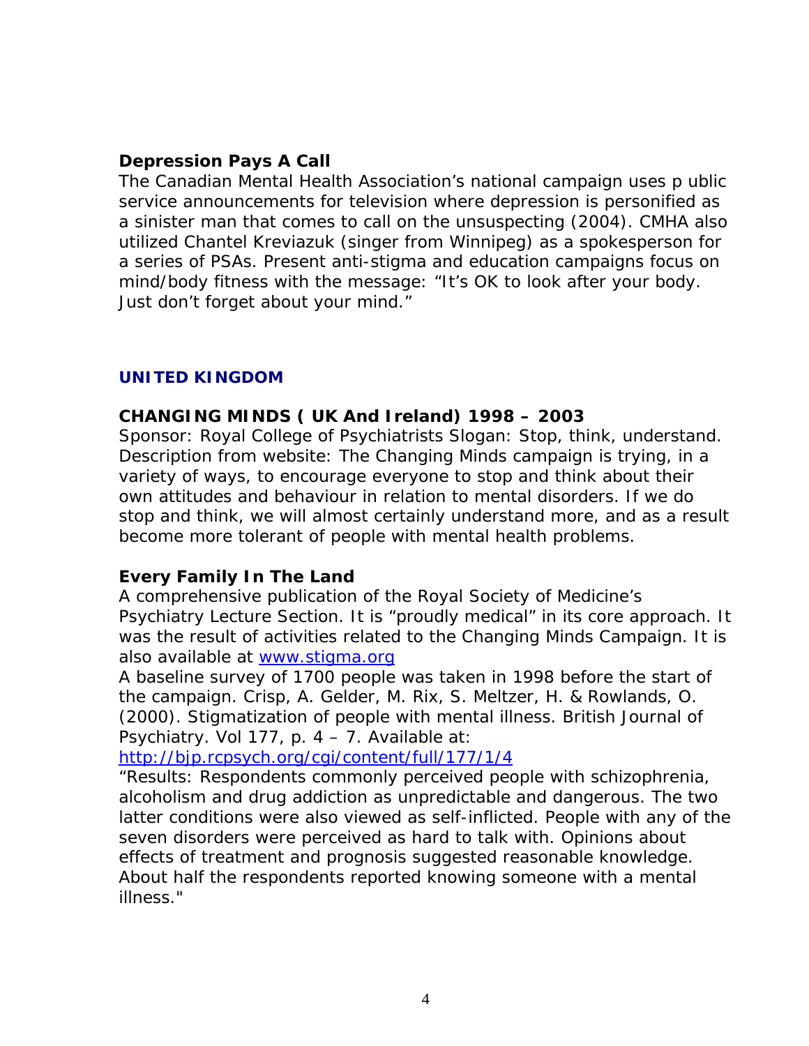### Depression Pays A Call

The Canadian Mental Health Association's national campaign uses p ublic service announcements for television where depression is personified as a sinister man that comes to call on the unsuspecting (2004). CMHA also utilized Chantel Kreviazuk (singer from Winnipeg) as a spokesperson for a series of PSAs. Present anti-stigma and education campaigns focus on mind/body fitness with the message: "It's OK to look after your body. Just don't forget about your mind."

## UNITED KINGDOM

### CHANGING MINDS ( UK And Ireland) 1998 – 2003

Sponsor: Royal College of Psychiatrists Slogan: Stop, think, understand. Description from website: The Changing Minds campaign is trying, in a variety of ways, to encourage everyone to stop and think about their own attitudes and behaviour in relation to mental disorders. If we do stop and think, we will almost certainly understand more, and as a result become more tolerant of people with mental health problems.

### Every Family In The Land

A comprehensive publication of the Royal Society of Medicine's Psychiatry Lecture Section. It is "proudly medical" in its core approach. It was the result of activities related to the Changing Minds Campaign. It is also available at [www.stigma.org](www.stigma.org)

A baseline survey of 1700 people was taken in 1998 before the start of the campaign. Crisp, A. Gelder, M. Rix, S. Meltzer, H. & Rowlands, O. (2000). Stigmatization of people with mental illness. British Journal of Psychiatry. Vol 177, p. 4 – 7. Available at: [http://bjp.rcpsych.org/cgi/content/full/177/1/4](http://bjp.rcpsych.org/cgi/content/full/177/1/4)

"Results: Respondents commonly perceived people with schizophrenia, alcoholism and drug addiction as unpredictable and dangerous. The two latter conditions were also viewed as self-inflicted. People with any of the seven disorders were perceived as hard to talk with. Opinions about effects of treatment and prognosis suggested reasonable knowledge. About half the respondents reported knowing someone with a mental illness."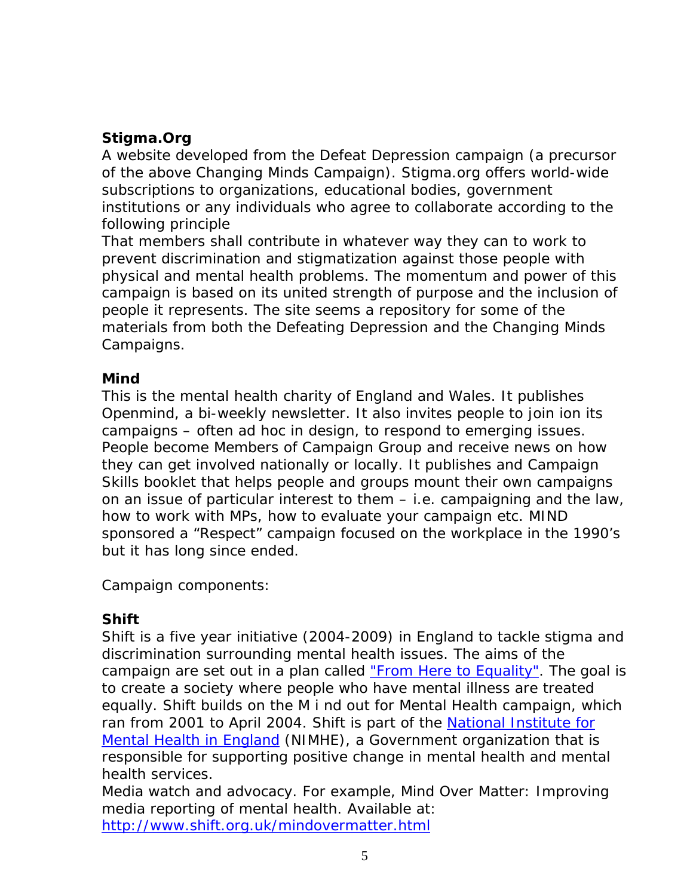**Stigma.Org**

A website developed from the Defeat Depression campaign (a precursor of the above Changing Minds Campaign). Stigma.org offers world-wide subscriptions to organizations, educational bodies, government institutions or any individuals who agree to collaborate according to the following principle

That members shall contribute in whatever way they can to work to prevent discrimination and stigmatization against those people with physical and mental health problems. The momentum and power of this campaign is based on its united strength of purpose and the inclusion of people it represents. The site seems a repository for some of the materials from both the Defeating Depression and the Changing Minds Campaigns.

**Mind**

This is the mental health charity of England and Wales. It publishes Openmind, a bi-weekly newsletter. It also invites people to join ion its campaigns – often ad hoc in design, to respond to emerging issues. People become Members of Campaign Group and receive news on how they can get involved nationally or locally. It publishes and Campaign Skills booklet that helps people and groups mount their own campaigns on an issue of particular interest to them – i.e. campaigning and the law, how to work with MPs, how to evaluate your campaign etc. MIND sponsored a “Respect” campaign focused on the workplace in the 1990’s but it has long since ended.

Campaign components:

**Shift**

Shift is a five year initiative (2004-2009) in England to tackle stigma and discrimination surrounding mental health issues. The aims of the campaign are set out in a plan called "From Here to Equality". The goal is to create a society where people who have mental illness are treated equally. Shift builds on the M i nd out for Mental Health campaign, which ran from 2001 to April 2004. Shift is part of the National Institute for Mental Health in England (NIMHE), a Government organization that is responsible for supporting positive change in mental health and mental health services.

Media watch and advocacy. For example, Mind Over Matter: Improving media reporting of mental health. Available at: http://www.shift.org.uk/mindovermatter.html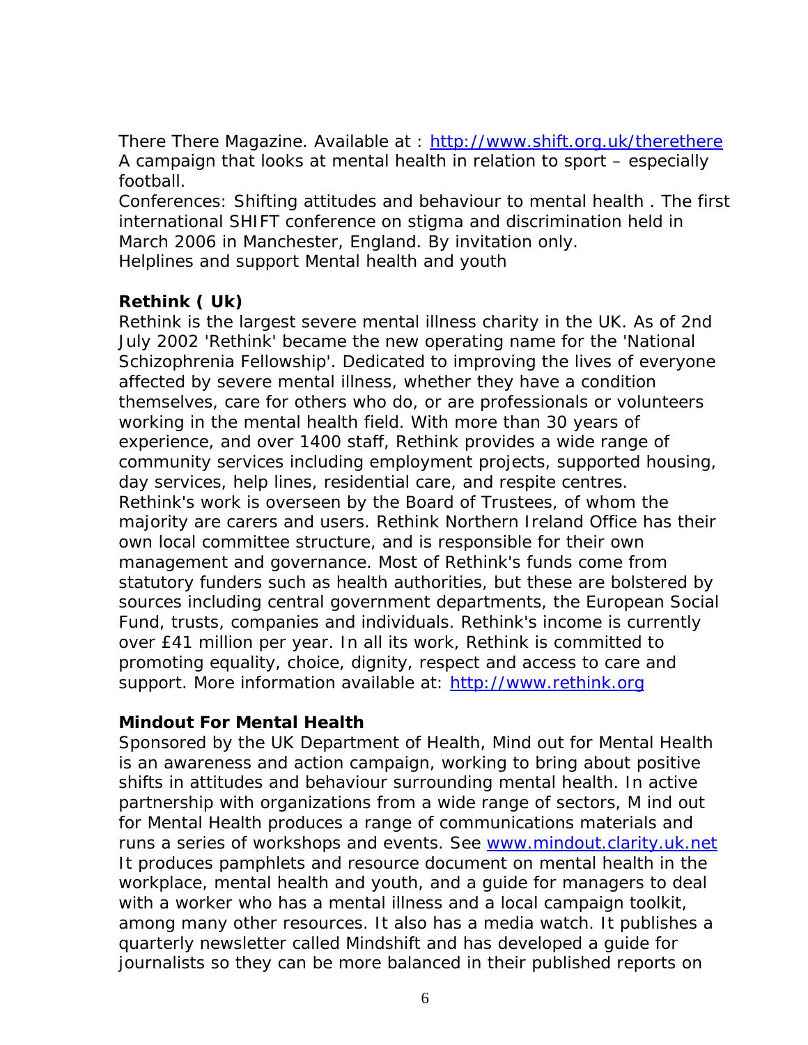There There Magazine. Available at : http://www.shift.org.uk/therethere
A campaign that looks at mental health in relation to sport – especially football.
Conferences: Shifting attitudes and behaviour to mental health . The first international SHIFT conference on stigma and discrimination held in March 2006 in Manchester, England. By invitation only.
Helplines and support Mental health and youth

**Rethink ( Uk)**
Rethink is the largest severe mental illness charity in the UK. As of 2nd July 2002 'Rethink' became the new operating name for the 'National Schizophrenia Fellowship'. Dedicated to improving the lives of everyone affected by severe mental illness, whether they have a condition themselves, care for others who do, or are professionals or volunteers working in the mental health field. With more than 30 years of experience, and over 1400 staff, Rethink provides a wide range of community services including employment projects, supported housing, day services, help lines, residential care, and respite centres. Rethink's work is overseen by the Board of Trustees, of whom the majority are carers and users. Rethink Northern Ireland Office has their own local committee structure, and is responsible for their own management and governance. Most of Rethink's funds come from statutory funders such as health authorities, but these are bolstered by sources including central government departments, the European Social Fund, trusts, companies and individuals. Rethink's income is currently over £41 million per year. In all its work, Rethink is committed to promoting equality, choice, dignity, respect and access to care and support. More information available at: http://www.rethink.org

**Mindout For Mental Health**
Sponsored by the UK Department of Health, Mind out for Mental Health is an awareness and action campaign, working to bring about positive shifts in attitudes and behaviour surrounding mental health. In active partnership with organizations from a wide range of sectors, M ind out for Mental Health produces a range of communications materials and runs a series of workshops and events. See www.mindout.clarity.uk.net
It produces pamphlets and resource document on mental health in the workplace, mental health and youth, and a guide for managers to deal with a worker who has a mental illness and a local campaign toolkit, among many other resources. It also has a media watch. It publishes a quarterly newsletter called Mindshift and has developed a guide for journalists so they can be more balanced in their published reports on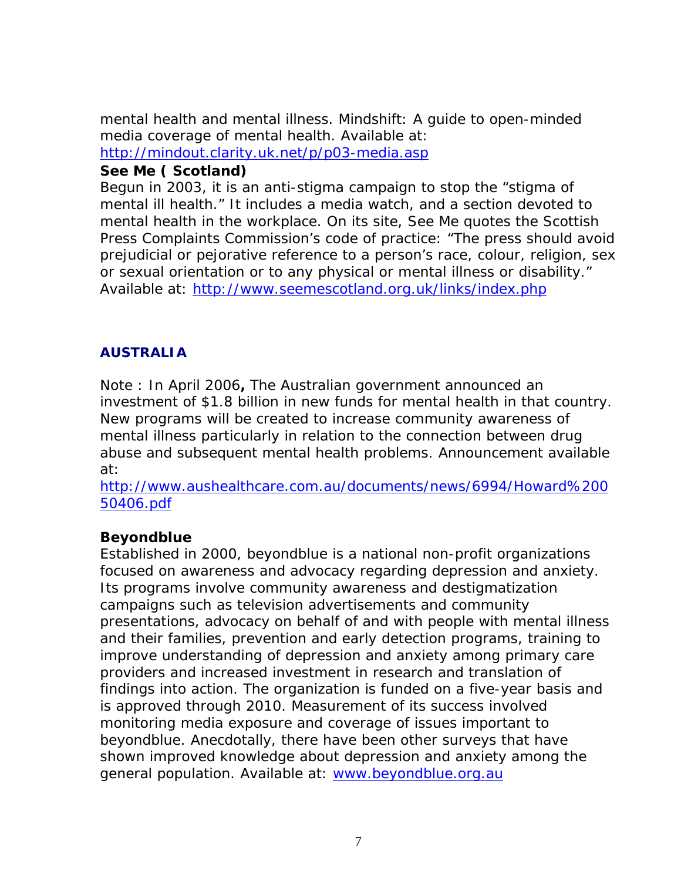mental health and mental illness. Mindshift: A guide to open-minded media coverage of mental health. Available at: http://mindout.clarity.uk.net/p/p03-media.asp

**See Me ( Scotland)**

Begun in 2003, it is an anti-stigma campaign to stop the "stigma of mental ill health." It includes a media watch, and a section devoted to mental health in the workplace. On its site, See Me quotes the Scottish Press Complaints Commission's code of practice: "The press should avoid prejudicial or pejorative reference to a person's race, colour, religion, sex or sexual orientation or to any physical or mental illness or disability." Available at: http://www.seemescotland.org.uk/links/index.php

## AUSTRALIA

Note : In April 2006**,** The Australian government announced an investment of $1.8 billion in new funds for mental health in that country. New programs will be created to increase community awareness of mental illness particularly in relation to the connection between drug abuse and subsequent mental health problems. Announcement available at:
http://www.aushealthcare.com.au/documents/news/6994/Howard%20050406.pdf

**Beyondblue**

Established in 2000, beyondblue is a national non-profit organizations focused on awareness and advocacy regarding depression and anxiety. Its programs involve community awareness and destigmatization campaigns such as television advertisements and community presentations, advocacy on behalf of and with people with mental illness and their families, prevention and early detection programs, training to improve understanding of depression and anxiety among primary care providers and increased investment in research and translation of findings into action. The organization is funded on a five-year basis and is approved through 2010. Measurement of its success involved monitoring media exposure and coverage of issues important to beyondblue. Anecdotally, there have been other surveys that have shown improved knowledge about depression and anxiety among the general population. Available at: www.beyondblue.org.au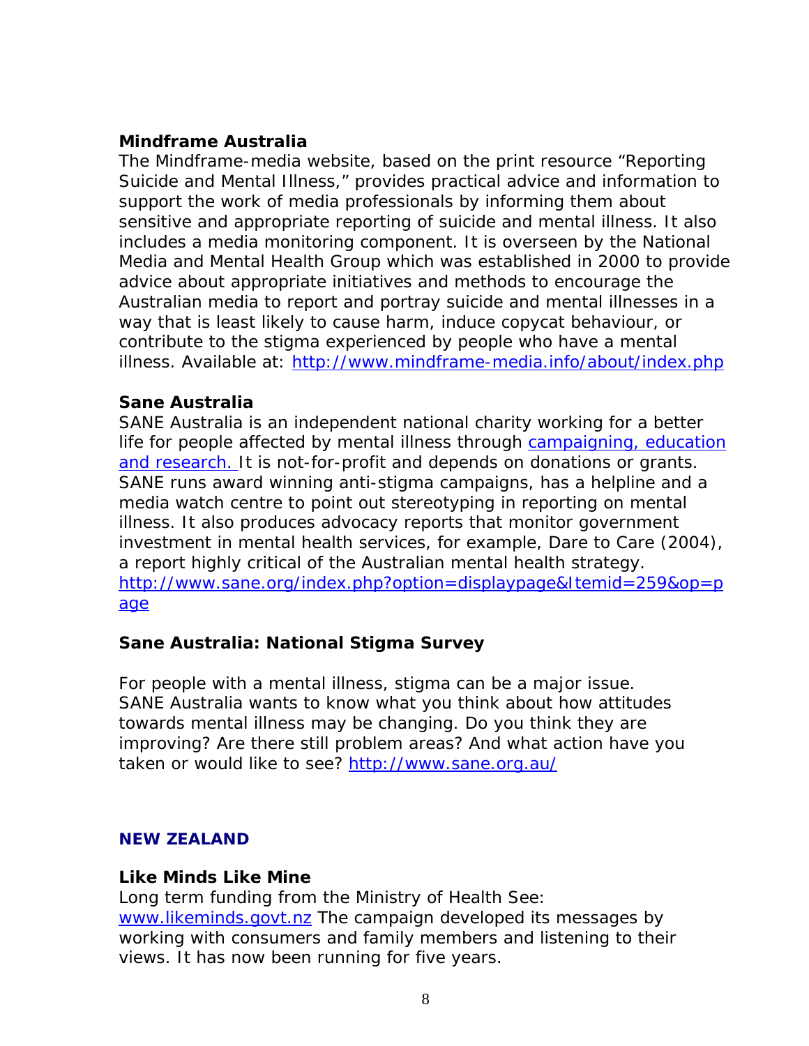**Mindframe Australia**

The Mindframe-media website, based on the print resource "Reporting Suicide and Mental Illness," provides practical advice and information to support the work of media professionals by informing them about sensitive and appropriate reporting of suicide and mental illness. It also includes a media monitoring component. It is overseen by the National Media and Mental Health Group which was established in 2000 to provide advice about appropriate initiatives and methods to encourage the Australian media to report and portray suicide and mental illnesses in a way that is least likely to cause harm, induce copycat behaviour, or contribute to the stigma experienced by people who have a mental illness. Available at: http://www.mindframe-media.info/about/index.php

**Sane Australia**

SANE Australia is an independent national charity working for a better life for people affected by mental illness through campaigning, education and research. It is not-for-profit and depends on donations or grants. SANE runs award winning anti-stigma campaigns, has a helpline and a media watch centre to point out stereotyping in reporting on mental illness. It also produces advocacy reports that monitor government investment in mental health services, for example, Dare to Care (2004), a report highly critical of the Australian mental health strategy.
http://www.sane.org/index.php?option=displaypage&Itemid=259&op=page

**Sane Australia: National Stigma Survey**

For people with a mental illness, stigma can be a major issue. SANE Australia wants to know what you think about how attitudes towards mental illness may be changing. Do you think they are improving? Are there still problem areas? And what action have you taken or would like to see? http://www.sane.org.au/

## NEW ZEALAND

**Like Minds Like Mine**

Long term funding from the Ministry of Health See: www.likeminds.govt.nz The campaign developed its messages by working with consumers and family members and listening to their views. It has now been running for five years.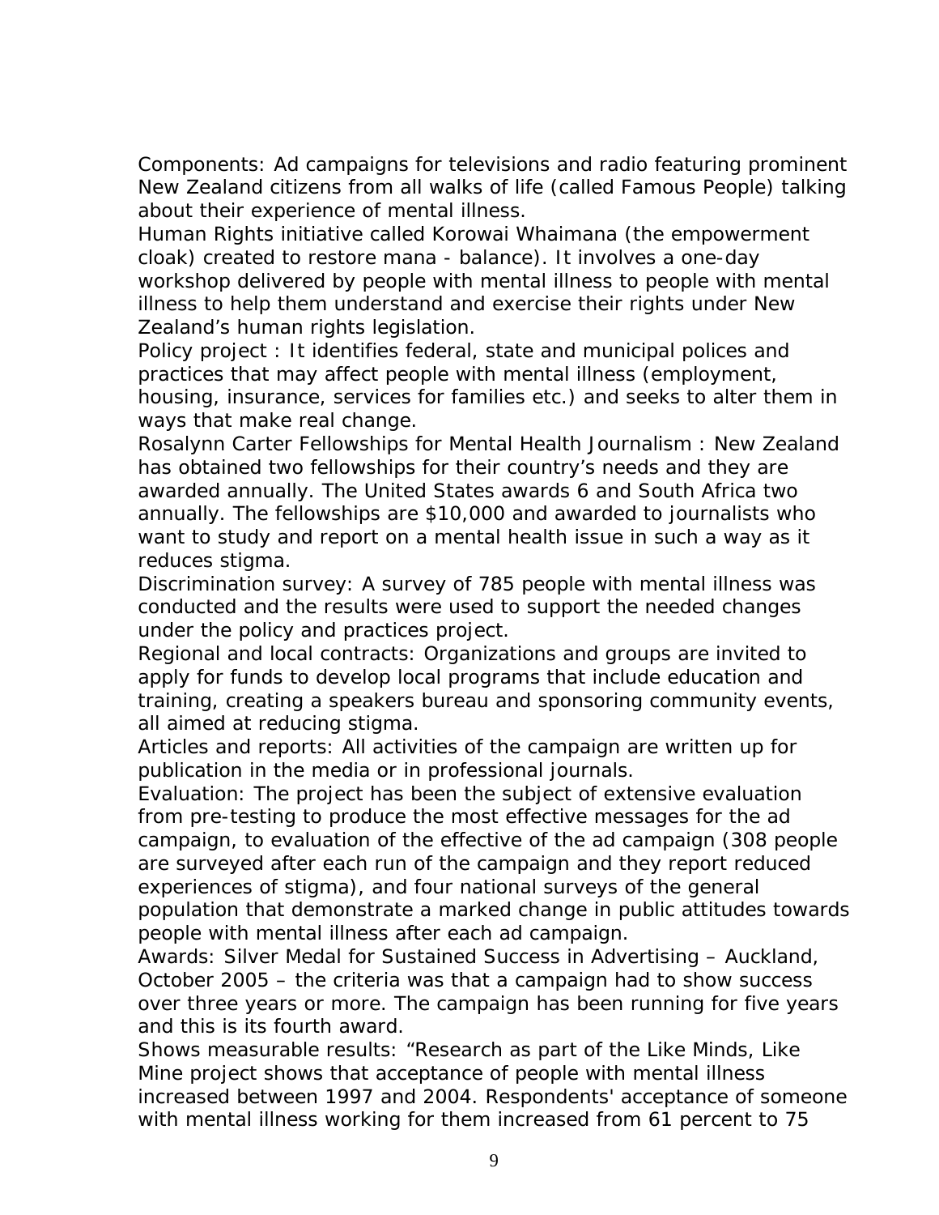Components: Ad campaigns for televisions and radio featuring prominent New Zealand citizens from all walks of life (called Famous People) talking about their experience of mental illness.

Human Rights initiative called Korowai Whaimana (the empowerment cloak) created to restore mana - balance). It involves a one-day workshop delivered by people with mental illness to people with mental illness to help them understand and exercise their rights under New Zealand's human rights legislation.

Policy project : It identifies federal, state and municipal polices and practices that may affect people with mental illness (employment, housing, insurance, services for families etc.) and seeks to alter them in ways that make real change.

Rosalynn Carter Fellowships for Mental Health Journalism : New Zealand has obtained two fellowships for their country's needs and they are awarded annually. The United States awards 6 and South Africa two annually. The fellowships are $10,000 and awarded to journalists who want to study and report on a mental health issue in such a way as it reduces stigma.

Discrimination survey: A survey of 785 people with mental illness was conducted and the results were used to support the needed changes under the policy and practices project.

Regional and local contracts: Organizations and groups are invited to apply for funds to develop local programs that include education and training, creating a speakers bureau and sponsoring community events, all aimed at reducing stigma.

Articles and reports: All activities of the campaign are written up for publication in the media or in professional journals.

Evaluation: The project has been the subject of extensive evaluation from pre-testing to produce the most effective messages for the ad campaign, to evaluation of the effective of the ad campaign (308 people are surveyed after each run of the campaign and they report reduced experiences of stigma), and four national surveys of the general population that demonstrate a marked change in public attitudes towards people with mental illness after each ad campaign.

Awards: Silver Medal for Sustained Success in Advertising – Auckland, October 2005 – the criteria was that a campaign had to show success over three years or more. The campaign has been running for five years and this is its fourth award.

Shows measurable results: "Research as part of the Like Minds, Like Mine project shows that acceptance of people with mental illness increased between 1997 and 2004. Respondents' acceptance of someone with mental illness working for them increased from 61 percent to 75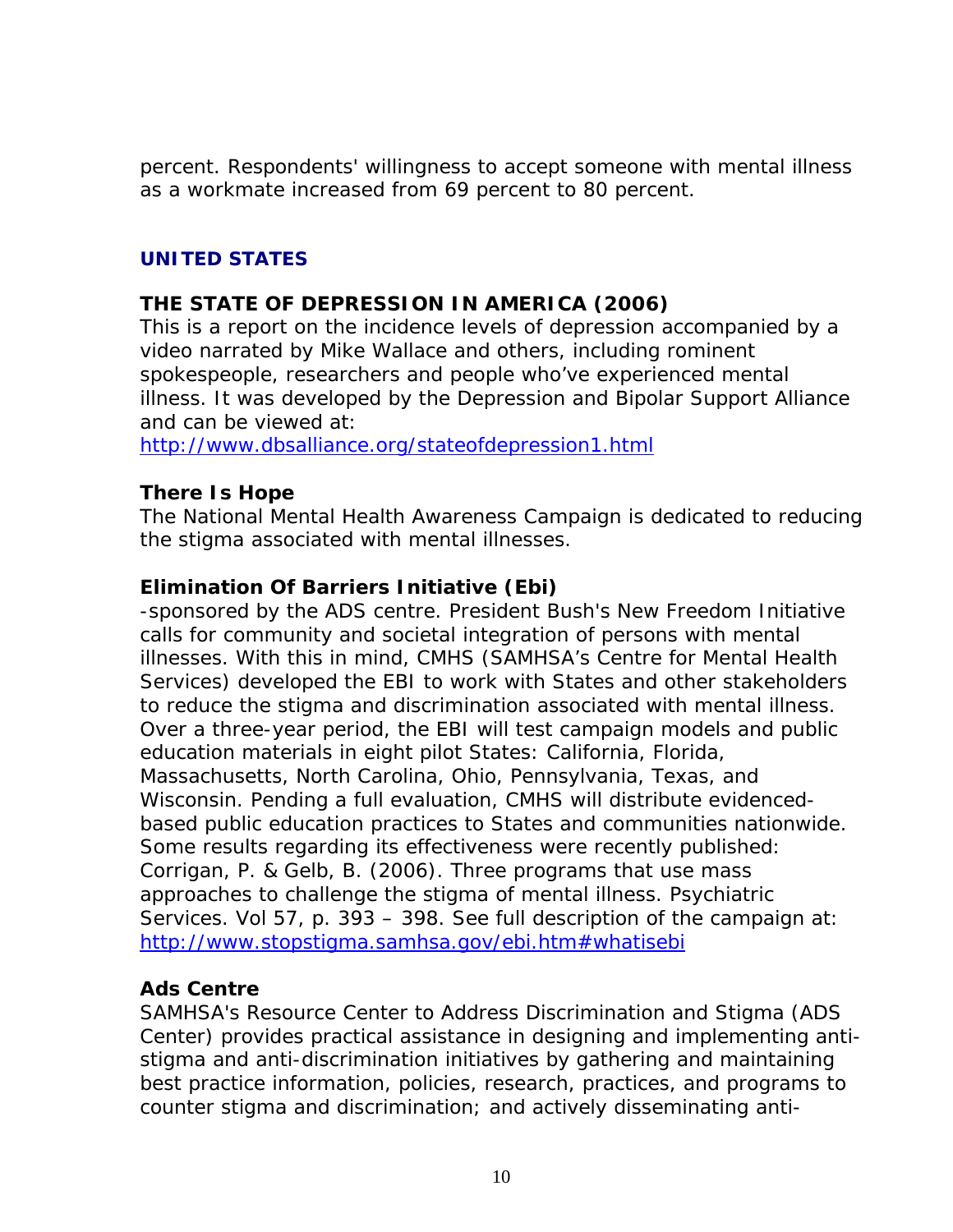percent. Respondents' willingness to accept someone with mental illness as a workmate increased from 69 percent to 80 percent.

## UNITED STATES

### THE STATE OF DEPRESSION IN AMERICA (2006)

This is a report on the incidence levels of depression accompanied by a video narrated by Mike Wallace and others, including rominent spokespeople, researchers and people who've experienced mental illness. It was developed by the Depression and Bipolar Support Alliance and can be viewed at:
http://www.dbsalliance.org/stateofdepression1.html

### There Is Hope

The National Mental Health Awareness Campaign is dedicated to reducing the stigma associated with mental illnesses.

### Elimination Of Barriers Initiative (Ebi)

-sponsored by the ADS centre. President Bush's New Freedom Initiative calls for community and societal integration of persons with mental illnesses. With this in mind, CMHS (SAMHSA's Centre for Mental Health Services) developed the EBI to work with States and other stakeholders to reduce the stigma and discrimination associated with mental illness. Over a three-year period, the EBI will test campaign models and public education materials in eight pilot States: California, Florida, Massachusetts, North Carolina, Ohio, Pennsylvania, Texas, and Wisconsin. Pending a full evaluation, CMHS will distribute evidenced-based public education practices to States and communities nationwide. Some results regarding its effectiveness were recently published: Corrigan, P. & Gelb, B. (2006). Three programs that use mass approaches to challenge the stigma of mental illness. Psychiatric Services. Vol 57, p. 393 – 398. See full description of the campaign at:
http://www.stopstigma.samhsa.gov/ebi.htm#whatisebi

### Ads Centre

SAMHSA's Resource Center to Address Discrimination and Stigma (ADS Center) provides practical assistance in designing and implementing anti-stigma and anti-discrimination initiatives by gathering and maintaining best practice information, policies, research, practices, and programs to counter stigma and discrimination; and actively disseminating anti-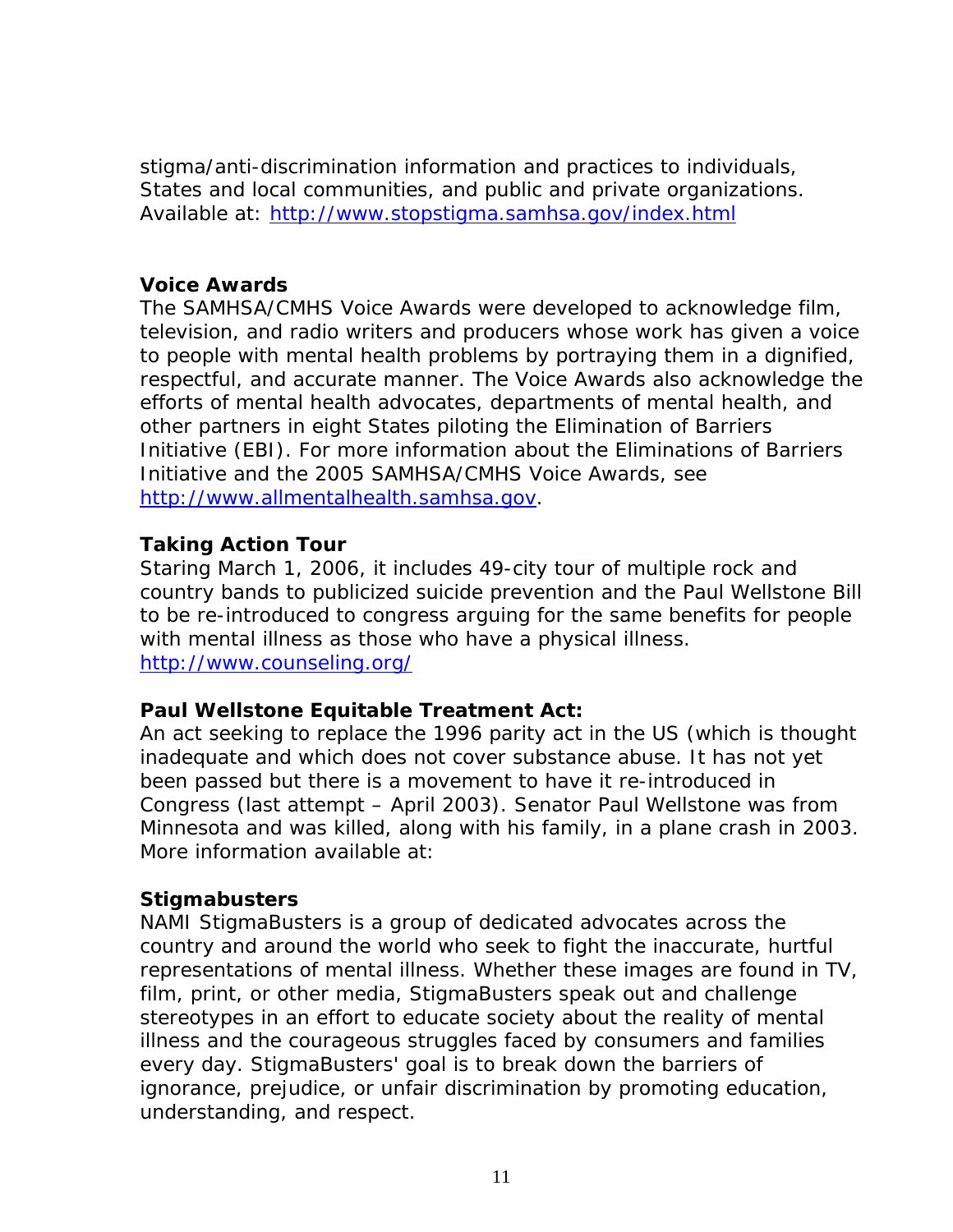stigma/anti-discrimination information and practices to individuals, States and local communities, and public and private organizations. Available at: http://www.stopstigma.samhsa.gov/index.html

**Voice Awards**

The SAMHSA/CMHS Voice Awards were developed to acknowledge film, television, and radio writers and producers whose work has given a voice to people with mental health problems by portraying them in a dignified, respectful, and accurate manner. The Voice Awards also acknowledge the efforts of mental health advocates, departments of mental health, and other partners in eight States piloting the Elimination of Barriers Initiative (EBI). For more information about the Eliminations of Barriers Initiative and the 2005 SAMHSA/CMHS Voice Awards, see http://www.allmentalhealth.samhsa.gov.

**Taking Action Tour**

Staring March 1, 2006, it includes 49-city tour of multiple rock and country bands to publicized suicide prevention and the Paul Wellstone Bill to be re-introduced to congress arguing for the same benefits for people with mental illness as those who have a physical illness. http://www.counseling.org/

**Paul Wellstone Equitable Treatment Act:**

An act seeking to replace the 1996 parity act in the US (which is thought inadequate and which does not cover substance abuse. It has not yet been passed but there is a movement to have it re-introduced in Congress (last attempt – April 2003). Senator Paul Wellstone was from Minnesota and was killed, along with his family, in a plane crash in 2003. More information available at:

**Stigmabusters**

NAMI StigmaBusters is a group of dedicated advocates across the country and around the world who seek to fight the inaccurate, hurtful representations of mental illness. Whether these images are found in TV, film, print, or other media, StigmaBusters speak out and challenge stereotypes in an effort to educate society about the reality of mental illness and the courageous struggles faced by consumers and families every day. StigmaBusters' goal is to break down the barriers of ignorance, prejudice, or unfair discrimination by promoting education, understanding, and respect.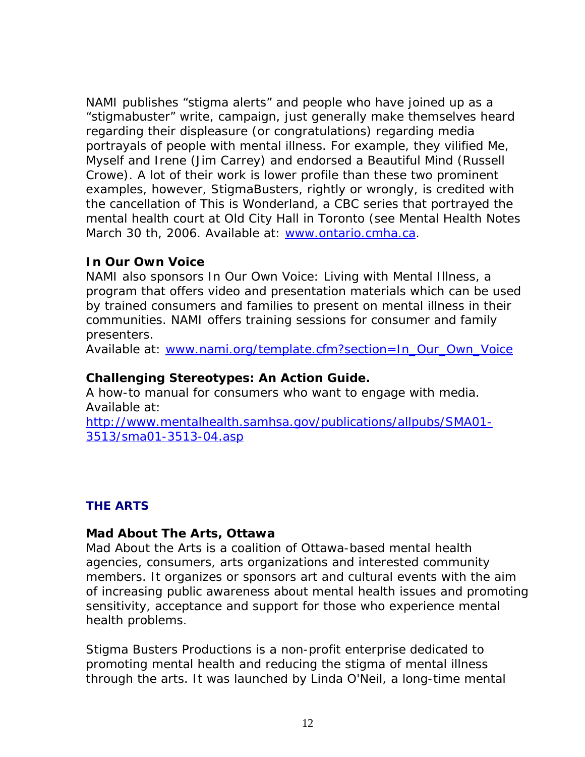NAMI publishes "stigma alerts" and people who have joined up as a "stigmabuster" write, campaign, just generally make themselves heard regarding their displeasure (or congratulations) regarding media portrayals of people with mental illness. For example, they vilified Me, Myself and Irene (Jim Carrey) and endorsed a Beautiful Mind (Russell Crowe). A lot of their work is lower profile than these two prominent examples, however, StigmaBusters, rightly or wrongly, is credited with the cancellation of This is Wonderland, a CBC series that portrayed the mental health court at Old City Hall in Toronto (see Mental Health Notes March 30 th, 2006. Available at: [www.ontario.cmha.ca](www.ontario.cmha.ca).

**In Our Own Voice**
NAMI also sponsors In Our Own Voice: Living with Mental Illness, a program that offers video and presentation materials which can be used by trained consumers and families to present on mental illness in their communities. NAMI offers training sessions for consumer and family presenters.
Available at: [www.nami.org/template.cfm?section=In_Our_Own_Voice](www.nami.org/template.cfm?section=In_Our_Own_Voice)

**Challenging Stereotypes: An Action Guide.**
A how-to manual for consumers who want to engage with media.
Available at:
[http://www.mentalhealth.samhsa.gov/publications/allpubs/SMA01-3513/sma01-3513-04.asp](http://www.mentalhealth.samhsa.gov/publications/allpubs/SMA01-3513/sma01-3513-04.asp)

## THE ARTS

**Mad About The Arts, Ottawa**
Mad About the Arts is a coalition of Ottawa-based mental health agencies, consumers, arts organizations and interested community members. It organizes or sponsors art and cultural events with the aim of increasing public awareness about mental health issues and promoting sensitivity, acceptance and support for those who experience mental health problems.

Stigma Busters Productions is a non-profit enterprise dedicated to promoting mental health and reducing the stigma of mental illness through the arts. It was launched by Linda O'Neil, a long-time mental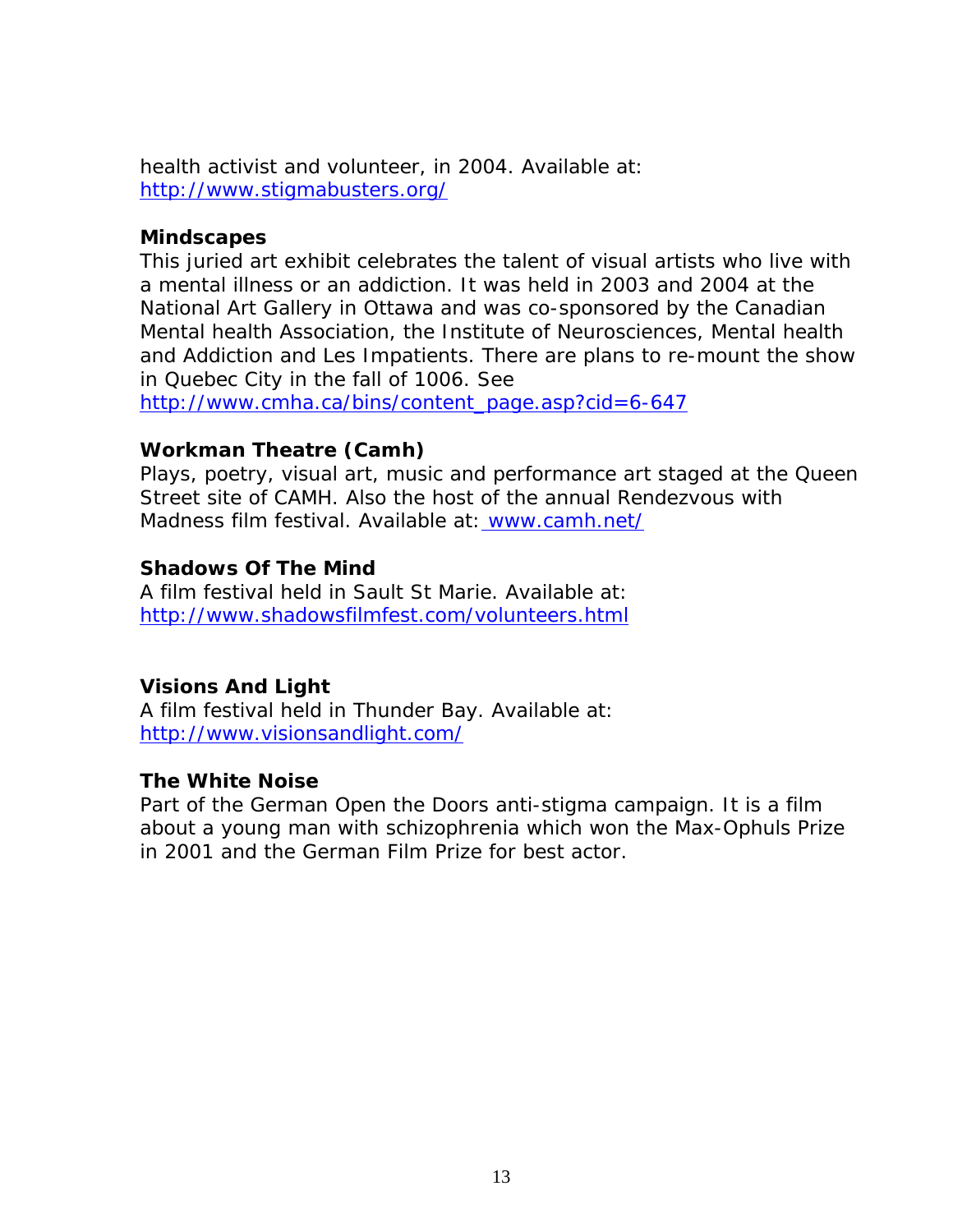health activist and volunteer, in 2004. Available at: http://www.stigmabusters.org/

**Mindscapes**

This juried art exhibit celebrates the talent of visual artists who live with a mental illness or an addiction. It was held in 2003 and 2004 at the National Art Gallery in Ottawa and was co-sponsored by the Canadian Mental health Association, the Institute of Neurosciences, Mental health and Addiction and Les Impatients. There are plans to re-mount the show in Quebec City in the fall of 1006. See http://www.cmha.ca/bins/content_page.asp?cid=6-647

**Workman Theatre (Camh)**

Plays, poetry, visual art, music and performance art staged at the Queen Street site of CAMH. Also the host of the annual Rendezvous with Madness film festival. Available at: www.camh.net/

**Shadows Of The Mind**

A film festival held in Sault St Marie. Available at: http://www.shadowsfilmfest.com/volunteers.html

**Visions And Light**

A film festival held in Thunder Bay. Available at: http://www.visionsandlight.com/

**The White Noise**

Part of the German Open the Doors anti-stigma campaign. It is a film about a young man with schizophrenia which won the Max-Ophuls Prize in 2001 and the German Film Prize for best actor.